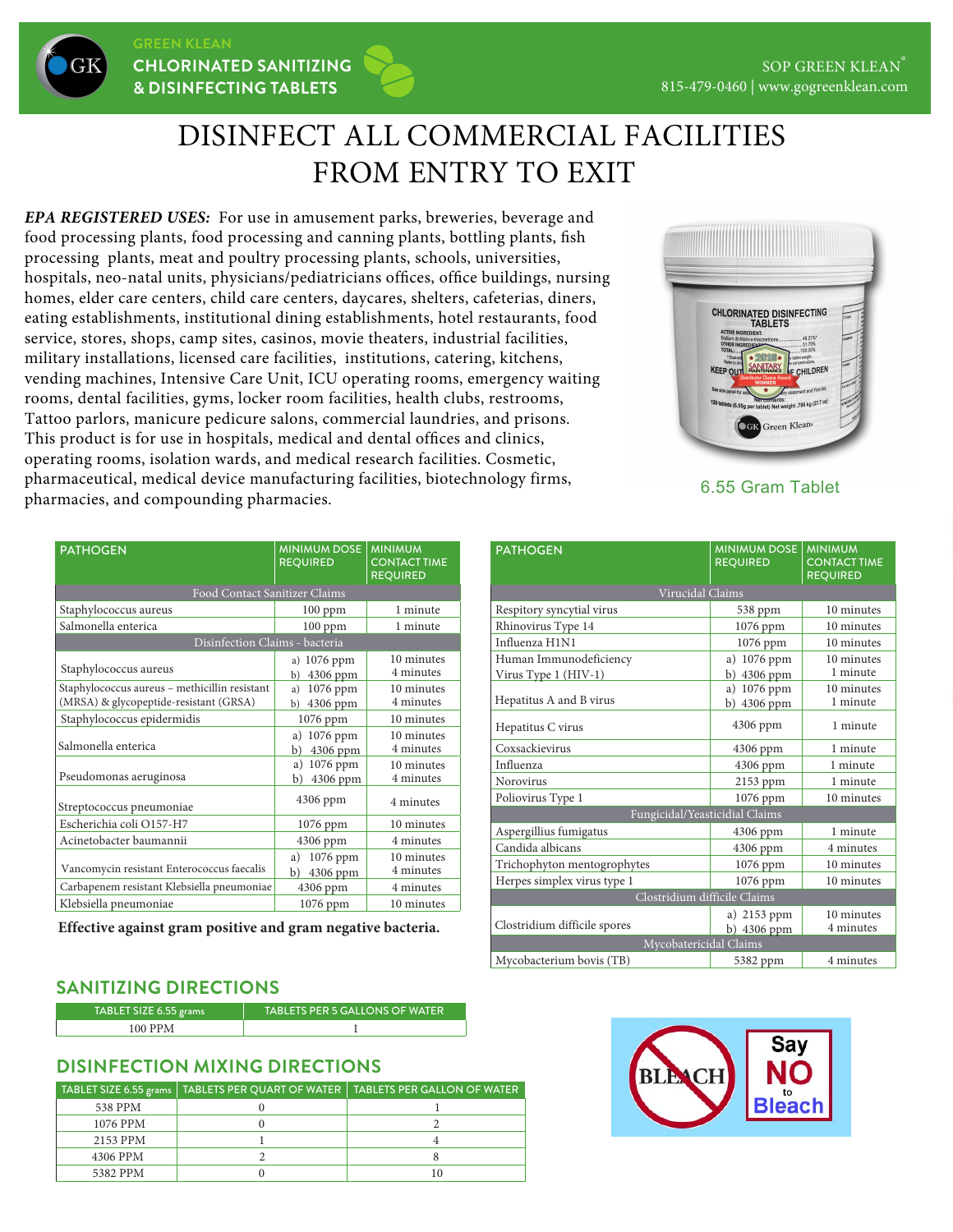GREEN KLEAN
CHLORINATED SANITIZING & DISINFECTING TABLETS

SOP GREEN KLEAN®
815-479-0460 | www.gogreenklean.com

# DISINFECT ALL COMMERCIAL FACILITIES FROM ENTRY TO EXIT

***EPA REGISTERED USES:*** For use in amusement parks, breweries, beverage and food processing plants, food processing and canning plants, bottling plants, fish processing plants, meat and poultry processing plants, schools, universities, hospitals, neo-natal units, physicians/pediatricians offices, office buildings, nursing homes, elder care centers, child care centers, daycares, shelters, cafeterias, diners, eating establishments, institutional dining establishments, hotel restaurants, food service, stores, shops, camp sites, casinos, movie theaters, industrial facilities, military installations, licensed care facilities, institutions, catering, kitchens, vending machines, Intensive Care Unit, ICU operating rooms, emergency waiting rooms, dental facilities, gyms, locker room facilities, health clubs, restrooms, Tattoo parlors, manicure pedicure salons, commercial laundries, and prisons. This product is for use in hospitals, medical and dental offices and clinics, operating rooms, isolation wards, and medical research facilities. Cosmetic, pharmaceutical, medical device manufacturing facilities, biotechnology firms, pharmacies, and compounding pharmacies.

6.55 Gram Tablet

| PATHOGEN | MINIMUM DOSE REQUIRED | MINIMUM CONTACT TIME REQUIRED |
|---|---|---|
| **Food Contact Sanitizer Claims** | | |
| Staphylococcus aureus | 100 ppm | 1 minute |
| Salmonella enterica | 100 ppm | 1 minute |
| **Disinfection Claims - bacteria** | | |
| Staphylococcus aureus | a) 1076 ppm<br>b) 4306 ppm | 10 minutes<br>4 minutes |
| Staphylococcus aureus – methicillin resistant (MRSA) & glycopeptide-resistant (GRSA) | a) 1076 ppm<br>b) 4306 ppm | 10 minutes<br>4 minutes |
| Staphylococcus epidermidis | 1076 ppm | 10 minutes |
| Salmonella enterica | a) 1076 ppm<br>b) 4306 ppm | 10 minutes<br>4 minutes |
| Pseudomonas aeruginosa | a) 1076 ppm<br>b) 4306 ppm | 10 minutes<br>4 minutes |
| Streptococcus pneumoniae | 4306 ppm | 4 minutes |
| Escherichia coli O157-H7 | 1076 ppm | 10 minutes |
| Acinetobacter baumannii | 4306 ppm | 4 minutes |
| Vancomycin resistant Enterococcus faecalis | a) 1076 ppm<br>b) 4306 ppm | 10 minutes<br>4 minutes |
| Carbapenem resistant Klebsiella pneumoniae | 4306 ppm | 4 minutes |
| Klebsiella pneumoniae | 1076 ppm | 10 minutes |

**Effective against gram positive and gram negative bacteria.**

| PATHOGEN | MINIMUM DOSE REQUIRED | MINIMUM CONTACT TIME REQUIRED |
|---|---|---|
| **Virucidal Claims** | | |
| Respitory syncytial virus | 538 ppm | 10 minutes |
| Rhinovirus Type 14 | 1076 ppm | 10 minutes |
| Influenza H1N1 | 1076 ppm | 10 minutes |
| Human Immunodeficiency Virus Type 1 (HIV-1) | a) 1076 ppm<br>b) 4306 ppm | 10 minutes<br>1 minute |
| Hepatitus A and B virus | a) 1076 ppm<br>b) 4306 ppm | 10 minutes<br>1 minute |
| Hepatitus C virus | 4306 ppm | 1 minute |
| Coxsackievirus | 4306 ppm | 1 minute |
| Influenza | 4306 ppm | 1 minute |
| Norovirus | 2153 ppm | 1 minute |
| Poliovirus Type 1 | 1076 ppm | 10 minutes |
| **Fungicidal/Yeasticidial Claims** | | |
| Aspergillius fumigatus | 4306 ppm | 1 minute |
| Candida albicans | 4306 ppm | 4 minutes |
| Trichophyton mentogrophytes | 1076 ppm | 10 minutes |
| Herpes simplex virus type 1 | 1076 ppm | 10 minutes |
| **Clostridium difficile Claims** | | |
| Clostridium difficile spores | a) 2153 ppm<br>b) 4306 ppm | 10 minutes<br>4 minutes |
| **Mycobatericidal Claims** | | |
| Mycobacterium bovis (TB) | 5382 ppm | 4 minutes |

## SANITIZING DIRECTIONS

| TABLET SIZE 6.55 grams | TABLETS PER 5 GALLONS OF WATER |
|---|---|
| 100 PPM | 1 |

## DISINFECTION MIXING DIRECTIONS

| TABLET SIZE 6.55 grams | TABLETS PER QUART OF WATER | TABLETS PER GALLON OF WATER |
|---|---|---|
| 538 PPM | 0 | 1 |
| 1076 PPM | 0 | 2 |
| 2153 PPM | 1 | 4 |
| 4306 PPM | 2 | 8 |
| 5382 PPM | 0 | 10 |

Say NO to Bleach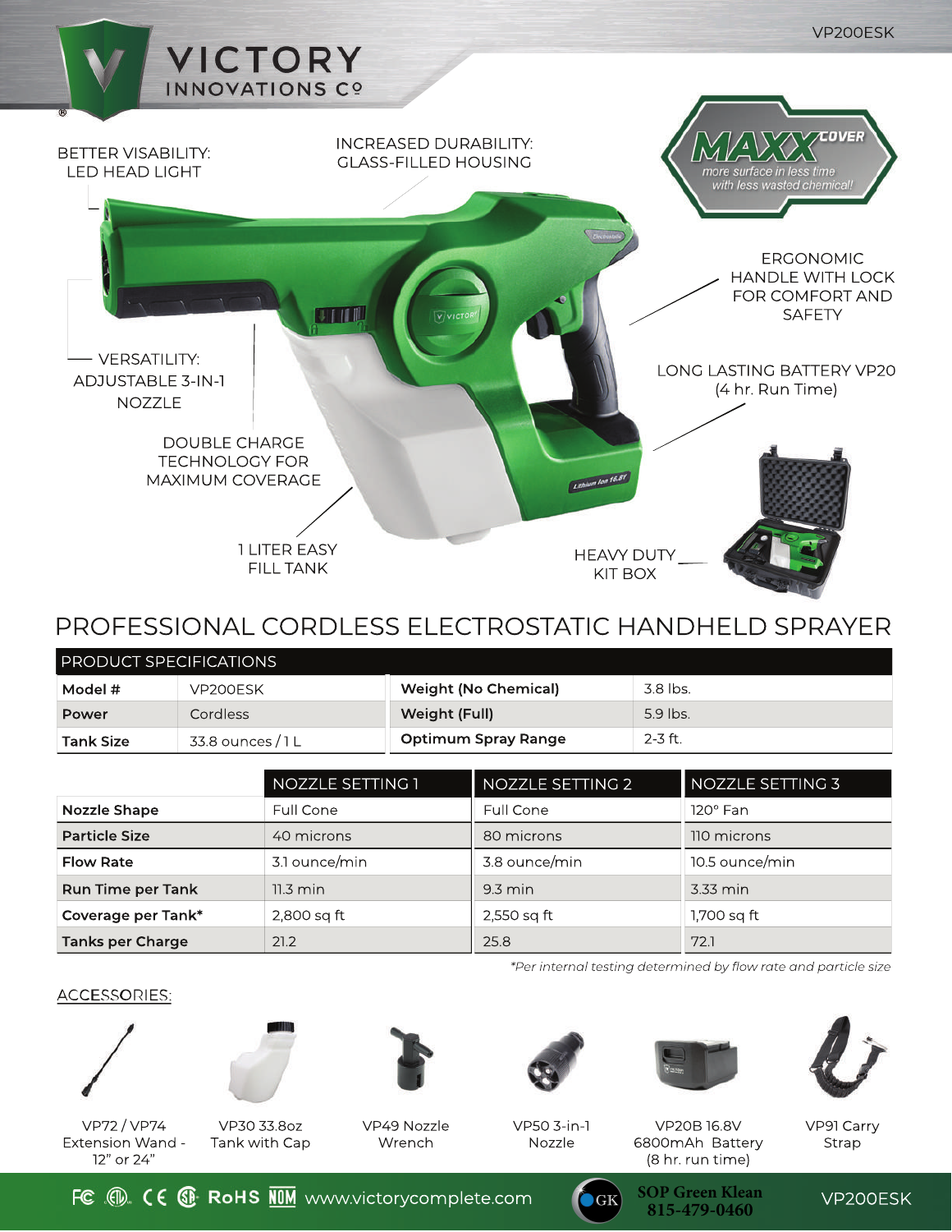VICTORY INNOVATIONS Co

VP200ESK

BETTER VISABILITY: LED HEAD LIGHT

INCREASED DURABILITY: GLASS-FILLED HOUSING

MAXX COVER
more surface in less time with less wasted chemical!

ERGONOMIC HANDLE WITH LOCK FOR COMFORT AND SAFETY

VERSATILITY: ADJUSTABLE 3-IN-1 NOZZLE

LONG LASTING BATTERY VP20 (4 hr. Run Time)

DOUBLE CHARGE TECHNOLOGY FOR MAXIMUM COVERAGE

1 LITER EASY FILL TANK

HEAVY DUTY KIT BOX

# PROFESSIONAL CORDLESS ELECTROSTATIC HANDHELD SPRAYER

| PRODUCT SPECIFICATIONS | | | |
|---|---|---|---|
| **Model #** | VP200ESK | **Weight (No Chemical)** | 3.8 lbs. |
| **Power** | Cordless | **Weight (Full)** | 5.9 lbs. |
| **Tank Size** | 33.8 ounces / 1 L | **Optimum Spray Range** | 2-3 ft. |

| | NOZZLE SETTING 1 | NOZZLE SETTING 2 | NOZZLE SETTING 3 |
|---|---|---|---|
| **Nozzle Shape** | Full Cone | Full Cone | 120° Fan |
| **Particle Size** | 40 microns | 80 microns | 110 microns |
| **Flow Rate** | 3.1 ounce/min | 3.8 ounce/min | 10.5 ounce/min |
| **Run Time per Tank** | 11.3 min | 9.3 min | 3.33 min |
| **Coverage per Tank*** | 2,800 sq ft | 2,550 sq ft | 1,700 sq ft |
| **Tanks per Charge** | 21.2 | 25.8 | 72.1 |

*Per internal testing determined by flow rate and particle size*

ACCESSORIES:

- VP72 / VP74 Extension Wand - 12" or 24"
- VP30 33.8oz Tank with Cap
- VP49 Nozzle Wrench
- VP50 3-in-1 Nozzle
- VP20B 16.8V 6800mAh Battery (8 hr. run time)
- VP91 Carry Strap

RoHS www.victorycomplete.com SOP Green Klean 815-479-0460